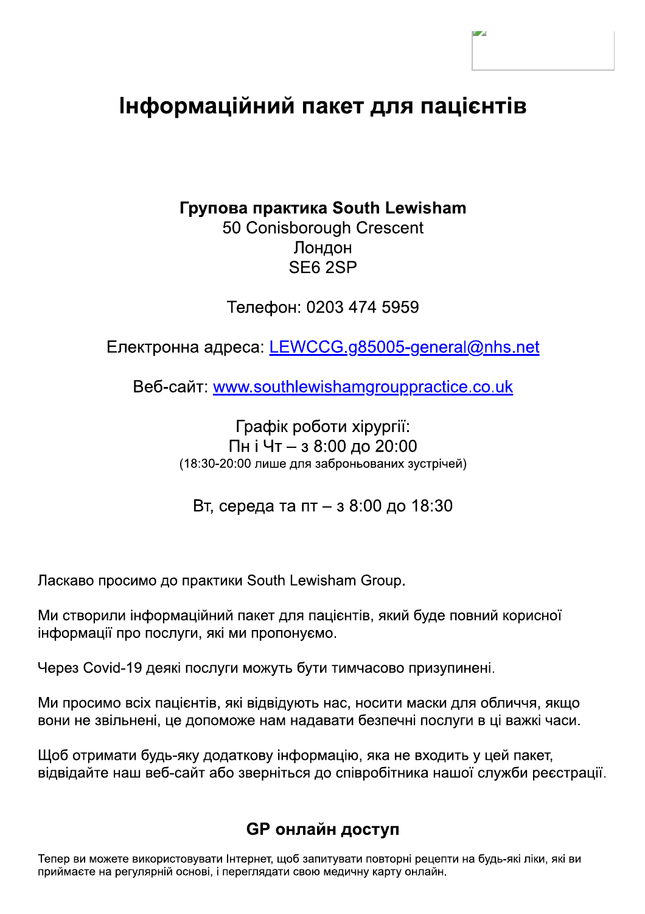# Інформаційний пакет для пацієнтів

**Групова практика South Lewisham**
50 Conisborough Crescent
Лондон
SE6 2SP

Телефон: 0203 474 5959

Електронна адреса: LEWCCG.g85005-general@nhs.net

Веб-сайт: www.southlewishamgrouppractice.co.uk

Графік роботи хірургії:
Пн і Чт – з 8:00 до 20:00
(18:30-20:00 лише для заброньованих зустрічей)

Вт, середа та пт – з 8:00 до 18:30

Ласкаво просимо до практики South Lewisham Group.

Ми створили інформаційний пакет для пацієнтів, який буде повний корисної інформації про послуги, які ми пропонуємо.

Через Covid-19 деякі послуги можуть бути тимчасово призупинені.

Ми просимо всіх пацієнтів, які відвідують нас, носити маски для обличчя, якщо вони не звільнені, це допоможе нам надавати безпечні послуги в ці важкі часи.

Щоб отримати будь-яку додаткову інформацію, яка не входить у цей пакет, відвідайте наш веб-сайт або зверніться до співробітника нашої служби реєстрації.

## GP онлайн доступ

Тепер ви можете використовувати Інтернет, щоб запитувати повторні рецепти на будь-які ліки, які ви приймаєте на регулярній основі, і переглядати свою медичну карту онлайн.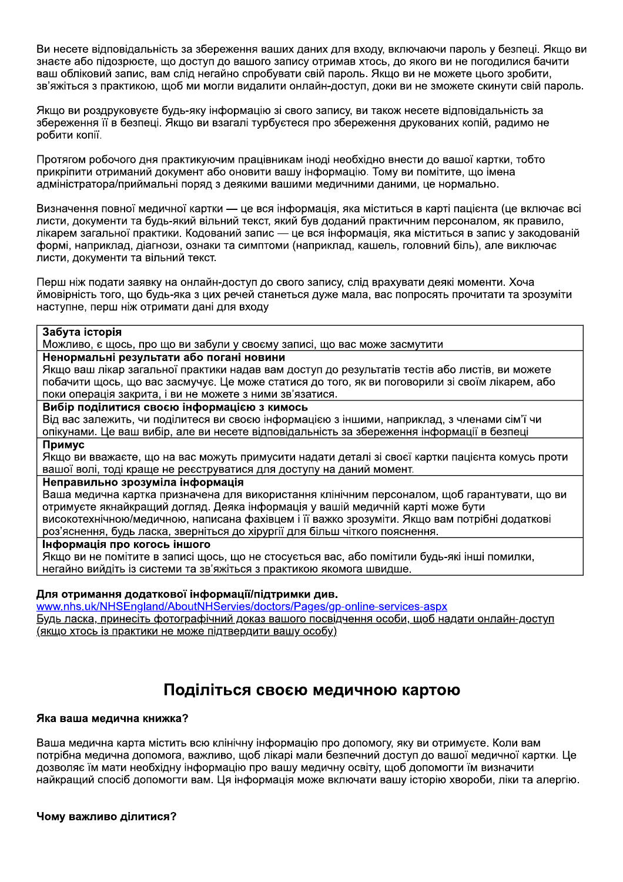Ви несете відповідальність за збереження ваших даних для входу, включаючи пароль у безпеці. Якщо ви знаєте або підозрюєте, що доступ до вашого запису отримав хтось, до якого ви не погодилися бачити ваш обліковий запис, вам слід негайно спробувати свій пароль. Якщо ви не можете цього зробити, зв'яжіться з практикою, щоб ми могли видалити онлайн-доступ, доки ви не зможете скинути свій пароль.

Якщо ви роздруковуєте будь-яку інформацію зі свого запису, ви також несете відповідальність за збереження її в безпеці. Якщо ви взагалі турбуєтеся про збереження друкованих копій, радимо не робити копії.

Протягом робочого дня практикуючим працівникам іноді необхідно внести до вашої картки, тобто прикріпити отриманий документ або оновити вашу інформацію. Тому ви помітите, що імена адміністратора/приймальні поряд з деякими вашими медичними даними, це нормально.

Визначення повної медичної картки — це вся інформація, яка міститься в карті пацієнта (це включає всі листи, документи та будь-який вільний текст, який був доданий практичним персоналом, як правило, лікарем загальної практики. Кодований запис — це вся інформація, яка міститься в запис у закодованій формі, наприклад, діагнози, ознаки та симптоми (наприклад, кашель, головний біль), але виключає листи, документи та вільний текст.

Перш ніж подати заявку на онлайн-доступ до свого запису, слід врахувати деякі моменти. Хоча ймовірність того, що будь-яка з цих речей станеться дуже мала, вас попросять прочитати та зрозуміти наступне, перш ніж отримати дані для входу

| **Забута історія** |
|---|
| Можливо, є щось, про що ви забули у своєму записі, що вас може засмутити |
| **Ненормальні результати або погані новини** |
| Якщо ваш лікар загальної практики надав вам доступ до результатів тестів або листів, ви можете побачити щось, що вас засмучує. Це може статися до того, як ви поговорили зі своїм лікарем, або поки операція закрита, і ви не можете з ними зв'язатися. |
| **Вибір поділитися своєю інформацією з кимось** |
| Від вас залежить, чи поділитеся ви своєю інформацією з іншими, наприклад, з членами сім'ї чи опікунами. Це ваш вибір, але ви несете відповідальність за збереження інформації в безпеці |
| **Примус** |
| Якщо ви вважаєте, що на вас можуть примусити надати деталі зі своєї картки пацієнта комусь проти вашої волі, тоді краще не реєструватися для доступу на даний момент. |
| **Неправильно зрозуміла інформація** |
| Ваша медична картка призначена для використання клінічним персоналом, щоб гарантувати, що ви отримуєте якнайкращий догляд. Деяка інформація у вашій медичній карті може бути високотехнічною/медичною, написана фахівцем і її важко зрозуміти. Якщо вам потрібні додаткові роз'яснення, будь ласка, зверніться до хірургії для більш чіткого пояснення. |
| **Інформація про когось іншого** |
| Якщо ви не помітите в записі щось, що не стосується вас, або помітили будь-які інші помилки, негайно вийдіть із системи та зв'яжіться з практикою якомога швидше. |

**Для отримання додаткової інформації/підтримки див.**
www.nhs.uk/NHSEngland/AboutNHServies/doctors/Pages/gp-online-services-aspx
Будь ласка, принесіть фотографічний доказ вашого посвідчення особи, щоб надати онлайн-доступ (якщо хтось із практики не може підтвердити вашу особу)

## Поділіться своєю медичною картою

**Яка ваша медична книжка?**

Ваша медична карта містить всю клінічну інформацію про допомогу, яку ви отримуєте. Коли вам потрібна медична допомога, важливо, щоб лікарі мали безпечний доступ до вашої медичної картки. Це дозволяє їм мати необхідну інформацію про вашу медичну освіту, щоб допомогти їм визначити найкращий спосіб допомогти вам. Ця інформація може включати вашу історію хвороби, ліки та алергію.

**Чому важливо ділитися?**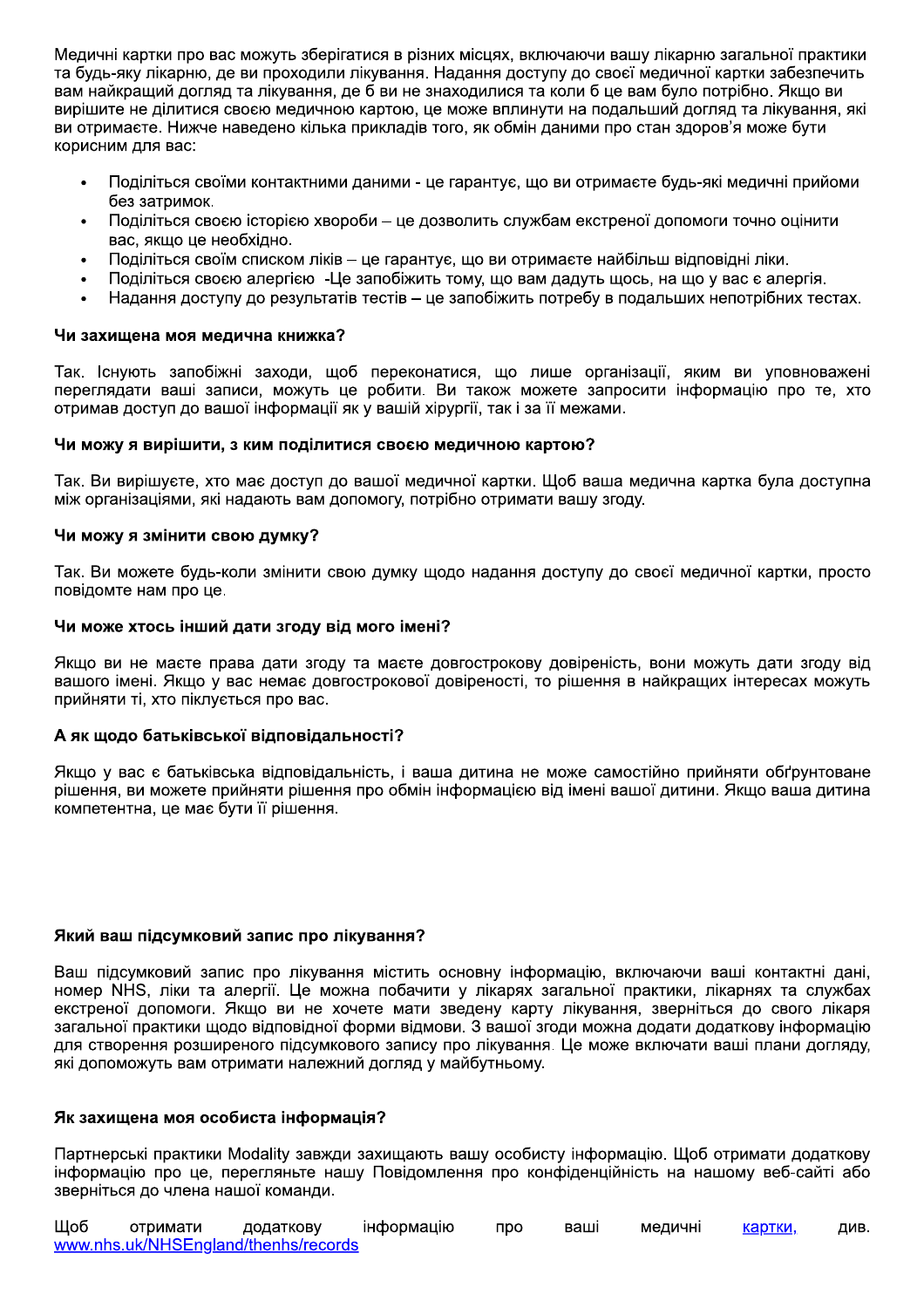Медичні картки про вас можуть зберігатися в різних місцях, включаючи вашу лікарню загальної практики та будь-яку лікарню, де ви проходили лікування. Надання доступу до своєї медичної картки забезпечить вам найкращий догляд та лікування, де б ви не знаходилися та коли б це вам було потрібно. Якщо ви вирішите не ділитися своєю медичною картою, це може вплинути на подальший догляд та лікування, які ви отримаєте. Нижче наведено кілька прикладів того, як обмін даними про стан здоров'я може бути корисним для вас:

- Поділіться своїми контактними даними - це гарантує, що ви отримаєте будь-які медичні прийоми без затримок.
- Поділіться своєю історією хвороби – це дозволить службам екстреної допомоги точно оцінити вас, якщо це необхідно.
- Поділіться своїм списком ліків – це гарантує, що ви отримаєте найбільш відповідні ліки.
- Поділіться своєю алергією -Це запобіжить тому, що вам дадуть щось, на що у вас є алергія.
- Надання доступу до результатів тестів – це запобіжить потребу в подальших непотрібних тестах.

**Чи захищена моя медична книжка?**

Так. Існують запобіжні заходи, щоб переконатися, що лише організації, яким ви уповноважені переглядати ваші записи, можуть це робити. Ви також можете запросити інформацію про те, хто отримав доступ до вашої інформації як у вашій хірургії, так і за її межами.

**Чи можу я вирішити, з ким поділитися своєю медичною картою?**

Так. Ви вирішуєте, хто має доступ до вашої медичної картки. Щоб ваша медична картка була доступна між організаціями, які надають вам допомогу, потрібно отримати вашу згоду.

**Чи можу я змінити свою думку?**

Так. Ви можете будь-коли змінити свою думку щодо надання доступу до своєї медичної картки, просто повідомте нам про це.

**Чи може хтось інший дати згоду від мого імені?**

Якщо ви не маєте права дати згоду та маєте довгострокову довіреність, вони можуть дати згоду від вашого імені. Якщо у вас немає довгострокової довіреності, то рішення в найкращих інтересах можуть прийняти ті, хто піклується про вас.

**А як щодо батьківської відповідальності?**

Якщо у вас є батьківська відповідальність, і ваша дитина не може самостійно прийняти обґрунтоване рішення, ви можете прийняти рішення про обмін інформацією від імені вашої дитини. Якщо ваша дитина компетентна, це має бути її рішення.

**Який ваш підсумковий запис про лікування?**

Ваш підсумковий запис про лікування містить основну інформацію, включаючи ваші контактні дані, номер NHS, ліки та алергії. Це можна побачити у лікарях загальної практики, лікарнях та службах екстреної допомоги. Якщо ви не хочете мати зведену карту лікування, зверніться до свого лікаря загальної практики щодо відповідної форми відмови. З вашої згоди можна додати додаткову інформацію для створення розширеного підсумкового запису про лікування. Це може включати ваші плани догляду, які допоможуть вам отримати належний догляд у майбутньому.

**Як захищена моя особиста інформація?**

Партнерські практики Modality завжди захищають вашу особисту інформацію. Щоб отримати додаткову інформацію про це, перегляньте нашу Повідомлення про конфіденційність на нашому веб-сайті або зверніться до члена нашої команди.

Щоб отримати додаткову інформацію про ваші медичні [картки,](www.nhs.uk/NHSEngland/thenhs/records) див. [www.nhs.uk/NHSEngland/thenhs/records](www.nhs.uk/NHSEngland/thenhs/records)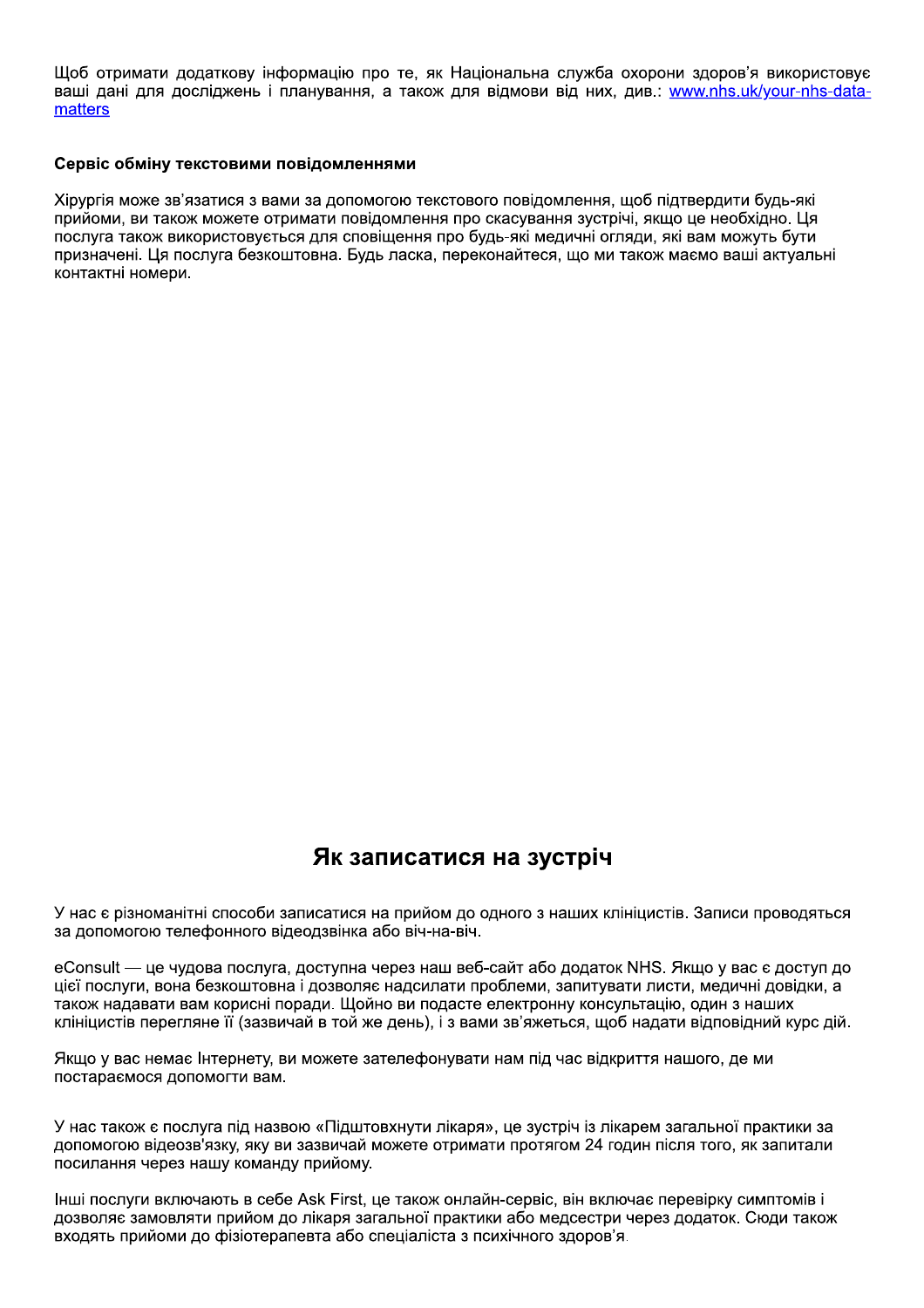Щоб отримати додаткову інформацію про те, як Національна служба охорони здоров'я використовує ваші дані для досліджень і планування, а також для відмови від них, див.: [www.nhs.uk/your-nhs-data-matters](http://www.nhs.uk/your-nhs-data-matters)

**Сервіс обміну текстовими повідомленнями**

Хірургія може зв'язатися з вами за допомогою текстового повідомлення, щоб підтвердити будь-які прийоми, ви також можете отримати повідомлення про скасування зустрічі, якщо це необхідно. Ця послуга також використовується для сповіщення про будь-які медичні огляди, які вам можуть бути призначені. Ця послуга безкоштовна. Будь ласка, переконайтеся, що ми також маємо ваші актуальні контактні номери.

## Як записатися на зустріч

У нас є різноманітні способи записатися на прийом до одного з наших клініцистів. Записи проводяться за допомогою телефонного відеодзвінка або віч-на-віч.

eConsult — це чудова послуга, доступна через наш веб-сайт або додаток NHS. Якщо у вас є доступ до цієї послуги, вона безкоштовна і дозволяє надсилати проблеми, запитувати листи, медичні довідки, а також надавати вам корисні поради. Щойно ви подасте електронну консультацію, один з наших клініцистів перегляне її (зазвичай в той же день), і з вами зв'яжеться, щоб надати відповідний курс дій.

Якщо у вас немає Інтернету, ви можете зателефонувати нам під час відкриття нашого, де ми постараємося допомогти вам.

У нас також є послуга під назвою «Підштовхнути лікаря», це зустріч із лікарем загальної практики за допомогою відеозв'язку, яку ви зазвичай можете отримати протягом 24 годин після того, як запитали посилання через нашу команду прийому.

Інші послуги включають в себе Ask First, це також онлайн-сервіс, він включає перевірку симптомів і дозволяє замовляти прийом до лікаря загальної практики або медсестри через додаток. Сюди також входять прийоми до фізіотерапевта або спеціаліста з психічного здоров'я.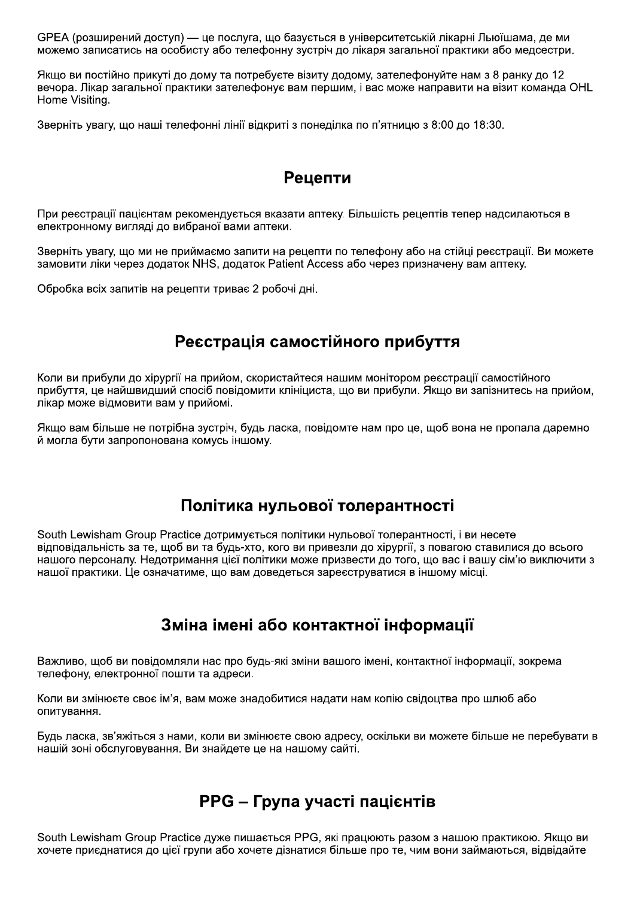GPEA (розширений доступ) — це послуга, що базується в університетській лікарні Льюїшама, де ми можемо записатись на особисту або телефонну зустріч до лікаря загальної практики або медсестри.

Якщо ви постійно прикуті до дому та потребуєте візиту додому, зателефонуйте нам з 8 ранку до 12 вечора. Лікар загальної практики зателефонує вам першим, і вас може направити на візит команда OHL Home Visiting.

Зверніть увагу, що наші телефонні лінії відкриті з понеділка по п’ятницю з 8:00 до 18:30.

## Рецепти

При реєстрації пацієнтам рекомендується вказати аптеку. Більшість рецептів тепер надсилаються в електронному вигляді до вибраної вами аптеки.

Зверніть увагу, що ми не приймаємо запити на рецепти по телефону або на стійці реєстрації. Ви можете замовити ліки через додаток NHS, додаток Patient Access або через призначену вам аптеку.

Обробка всіх запитів на рецепти триває 2 робочі дні.

## Реєстрація самостійного прибуття

Коли ви прибули до хірургії на прийом, скористайтеся нашим монітором реєстрації самостійного прибуття, це найшвидший спосіб повідомити клініциста, що ви прибули. Якщо ви запізнитесь на прийом, лікар може відмовити вам у прийомі.

Якщо вам більше не потрібна зустріч, будь ласка, повідомте нам про це, щоб вона не пропала даремно й могла бути запропонована комусь іншому.

## Політика нульової толерантності

South Lewisham Group Practice дотримується політики нульової толерантності, і ви несете відповідальність за те, щоб ви та будь-хто, кого ви привезли до хірургії, з повагою ставилися до всього нашого персоналу. Недотримання цієї політики може призвести до того, що вас і вашу сім’ю виключити з нашої практики. Це означатиме, що вам доведеться зареєструватися в іншому місці.

## Зміна імені або контактної інформації

Важливо, щоб ви повідомляли нас про будь-які зміни вашого імені, контактної інформації, зокрема телефону, електронної пошти та адреси.

Коли ви змінюєте своє ім’я, вам може знадобитися надати нам копію свідоцтва про шлюб або опитування.

Будь ласка, зв’яжіться з нами, коли ви змінюєте свою адресу, оскільки ви можете більше не перебувати в нашій зоні обслуговування. Ви знайдете це на нашому сайті.

## PPG – Група участі пацієнтів

South Lewisham Group Practice дуже пишається PPG, які працюють разом з нашою практикою. Якщо ви хочете приєднатися до цієї групи або хочете дізнатися більше про те, чим вони займаються, відвідайте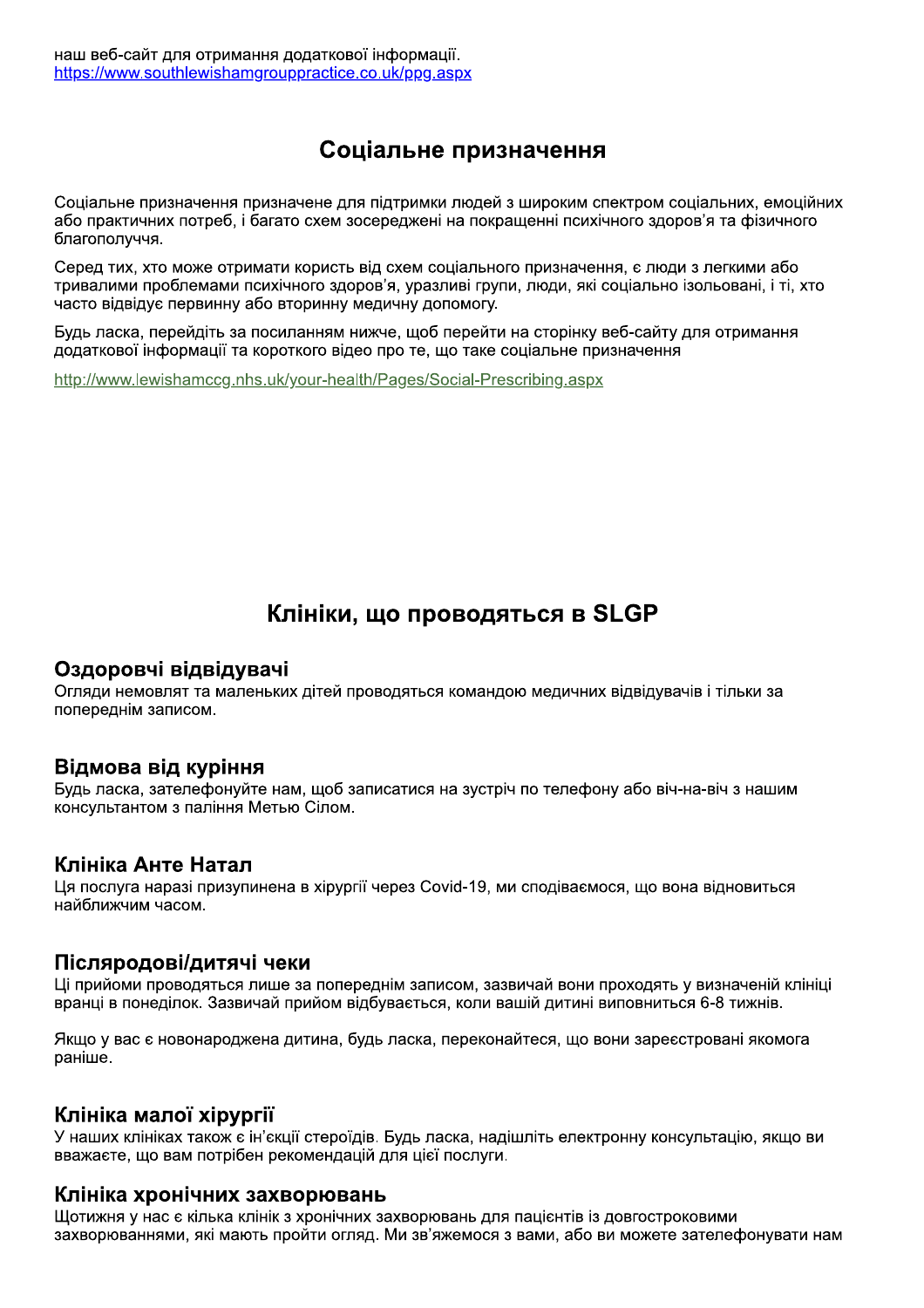наш веб-сайт для отримання додаткової інформації.
https://www.southlewishamgrouppractice.co.uk/ppg.aspx

## Соціальне призначення

Соціальне призначення призначене для підтримки людей з широким спектром соціальних, емоційних або практичних потреб, і багато схем зосереджені на покращенні психічного здоров'я та фізичного благополуччя.

Серед тих, хто може отримати користь від схем соціального призначення, є люди з легкими або тривалими проблемами психічного здоров'я, уразливі групи, люди, які соціально ізольовані, і ті, хто часто відвідує первинну або вторинну медичну допомогу.

Будь ласка, перейдіть за посиланням нижче, щоб перейти на сторінку веб-сайту для отримання додаткової інформації та короткого відео про те, що таке соціальне призначення

http://www.lewishamccg.nhs.uk/your-health/Pages/Social-Prescribing.aspx

## Клініки, що проводяться в SLGP

### Оздоровчі відвідувачі

Огляди немовлят та маленьких дітей проводяться командою медичних відвідувачів і тільки за попереднім записом.

### Відмова від куріння

Будь ласка, зателефонуйте нам, щоб записатися на зустріч по телефону або віч-на-віч з нашим консультантом з паління Метью Сілом.

### Клініка Анте Натал

Ця послуга наразі призупинена в хірургії через Covid-19, ми сподіваємося, що вона відновиться найближчим часом.

### Післяродові/дитячі чеки

Ці прийоми проводяться лише за попереднім записом, зазвичай вони проходять у визначеній клініці вранці в понеділок. Зазвичай прийом відбувається, коли вашій дитині виповниться 6-8 тижнів.

Якщо у вас є новонароджена дитина, будь ласка, переконайтеся, що вони зареєстровані якомога раніше.

### Клініка малої хірургії

У наших клініках також є ін'єкції стероїдів. Будь ласка, надішліть електронну консультацію, якщо ви вважаєте, що вам потрібен рекомендацій для цієї послуги.

### Клініка хронічних захворювань

Щотижня у нас є кілька клінік з хронічних захворювань для пацієнтів із довгостроковими захворюваннями, які мають пройти огляд. Ми зв'яжемося з вами, або ви можете зателефонувати нам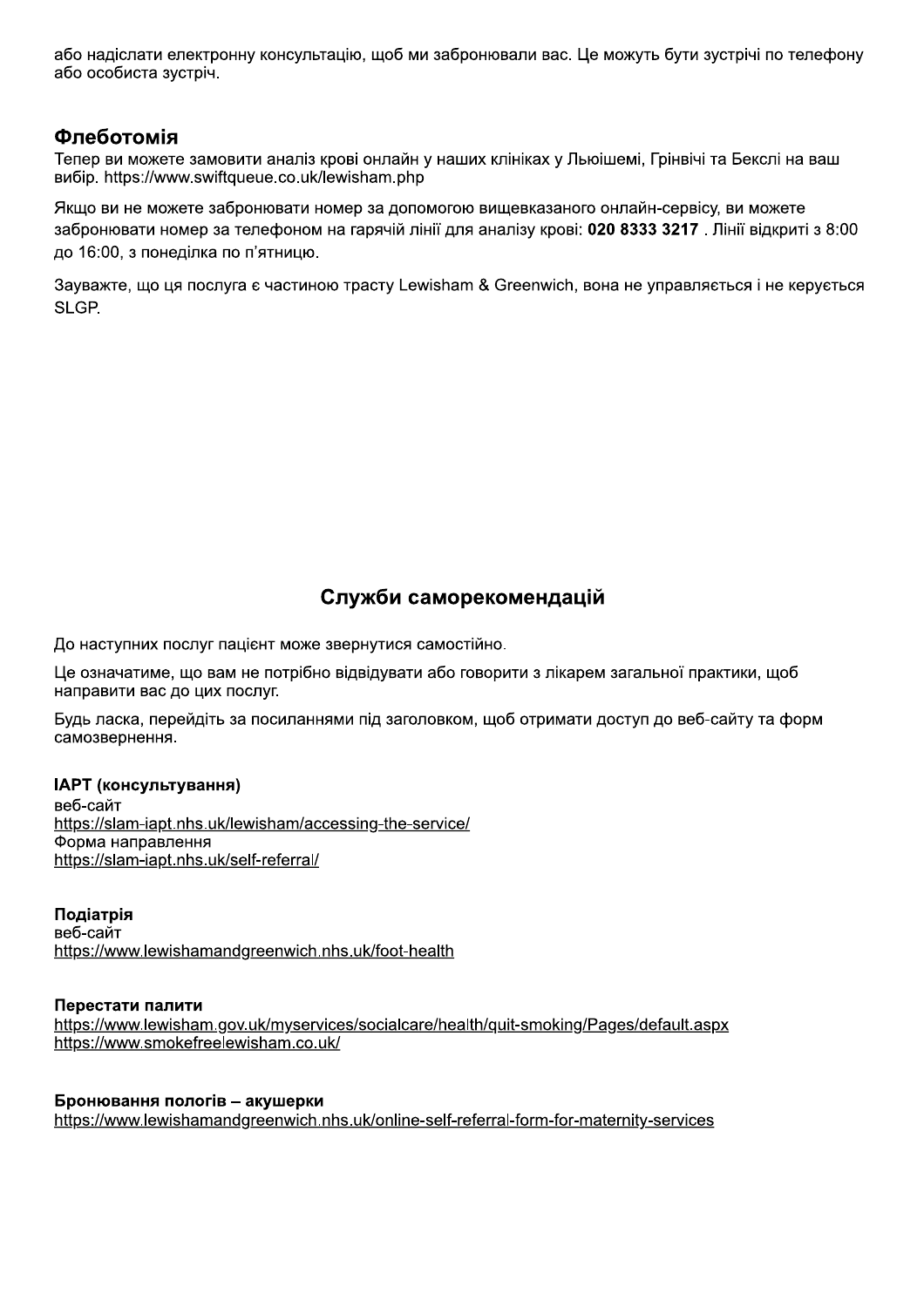або надіслати електронну консультацію, щоб ми забронювали вас. Це можуть бути зустрічі по телефону або особиста зустріч.

## Флеботомія

Тепер ви можете замовити аналіз крові онлайн у наших клініках у Льюїшемі, Грінвічі та Бекслі на ваш вибір. https://www.swiftqueue.co.uk/lewisham.php

Якщо ви не можете забронювати номер за допомогою вищевказаного онлайн-сервісу, ви можете забронювати номер за телефоном на гарячій лінії для аналізу крові: **020 8333 3217** . Лінії відкриті з 8:00 до 16:00, з понеділка по п'ятницю.

Зауважте, що ця послуга є частиною трасту Lewisham & Greenwich, вона не управляється і не керується SLGP.

## Служби саморекомендацій

До наступних послуг пацієнт може звернутися самостійно.

Це означатиме, що вам не потрібно відвідувати або говорити з лікарем загальної практики, щоб направити вас до цих послуг.

Будь ласка, перейдіть за посиланнями під заголовком, щоб отримати доступ до веб-сайту та форм самозвернення.

**IAPT (консультування)**
веб-сайт
https://slam-iapt.nhs.uk/lewisham/accessing-the-service/
Форма направлення
https://slam-iapt.nhs.uk/self-referral/

**Подіатрія**
веб-сайт
https://www.lewishamandgreenwich.nhs.uk/foot-health

**Перестати палити**
https://www.lewisham.gov.uk/myservices/socialcare/health/quit-smoking/Pages/default.aspx
https://www.smokefreelewisham.co.uk/

**Бронювання пологів – акушерки**
https://www.lewishamandgreenwich.nhs.uk/online-self-referral-form-for-maternity-services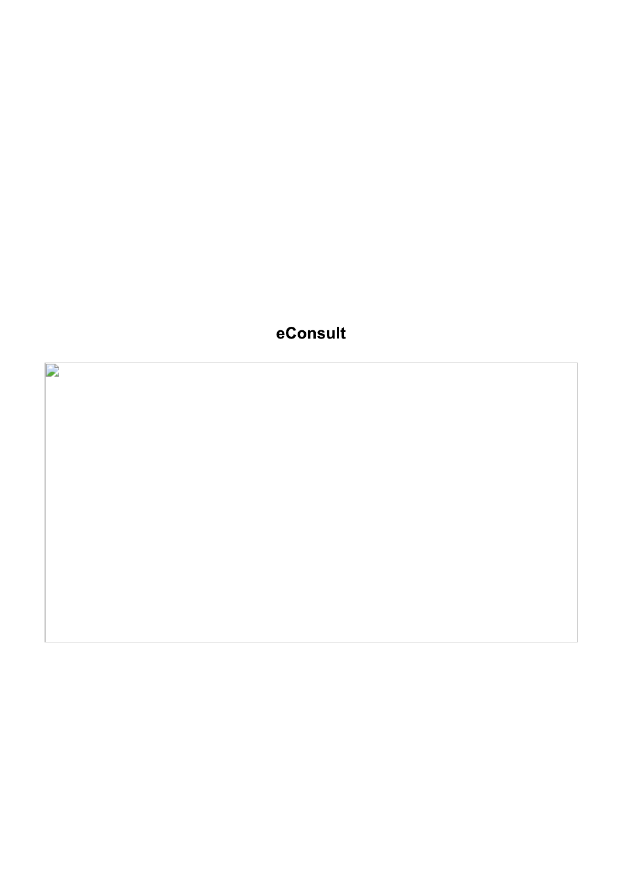## eConsult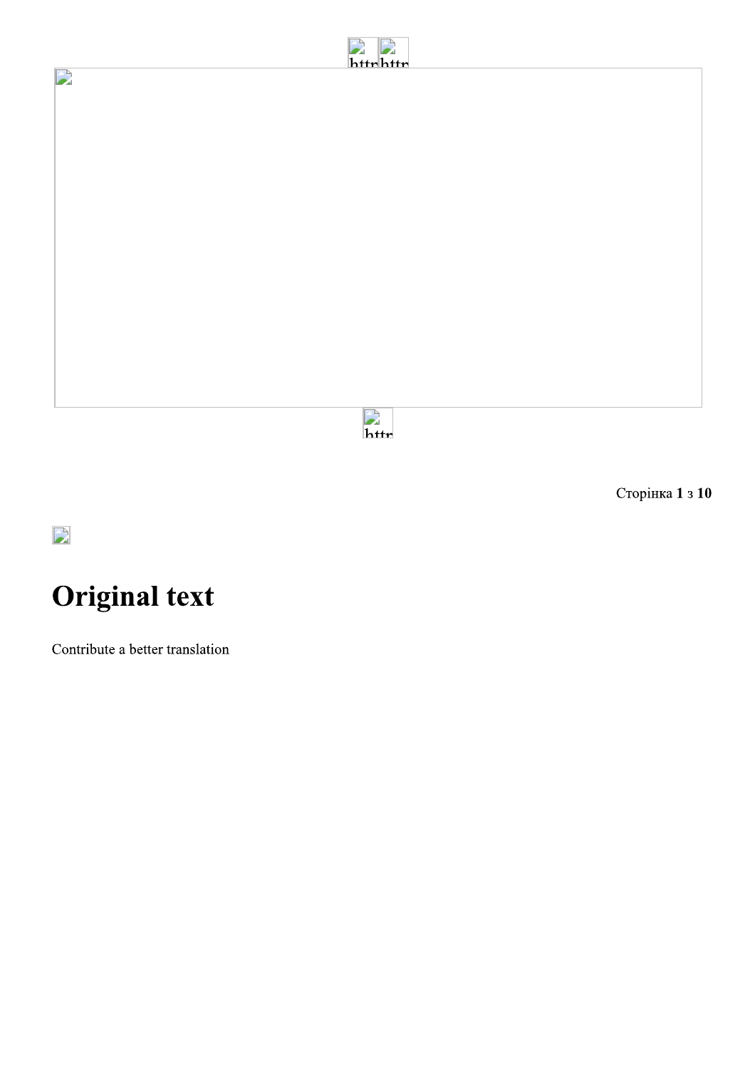# Original text

Contribute a better translation